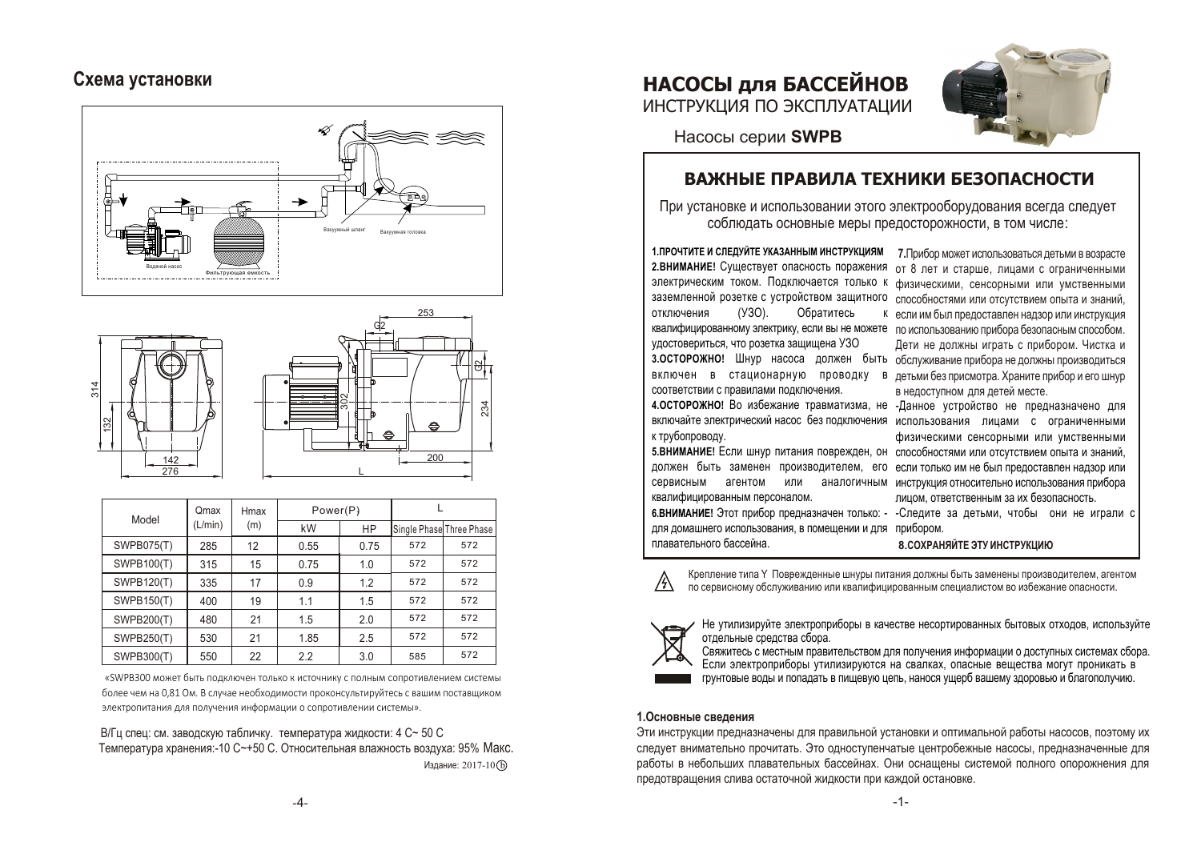## Схема установки

Вакуумный шланг

Вакуумная головка

Водяной насос

Фильтрующая емкость

| Model | Qmax (L/min) | Hmax (m) | Power(P) | | L | |
|---|---|---|---|---|---|---|
| | | | kW | HP | Single Phase | Three Phase |
| SWPB075(T) | 285 | 12 | 0.55 | 0.75 | 572 | 572 |
| SWPB100(T) | 315 | 15 | 0.75 | 1.0 | 572 | 572 |
| SWPB120(T) | 335 | 17 | 0.9 | 1.2 | 572 | 572 |
| SWPB150(T) | 400 | 19 | 1.1 | 1.5 | 572 | 572 |
| SWPB200(T) | 480 | 21 | 1.5 | 2.0 | 572 | 572 |
| SWPB250(T) | 530 | 21 | 1.85 | 2.5 | 572 | 572 |
| SWPB300(T) | 550 | 22 | 2.2 | 3.0 | 585 | 572 |

«SWPB300 может быть подключен только к источнику с полным сопротивлением системы более чем на 0,81 Ом. В случае необходимости проконсультируйтесь с вашим поставщиком электропитания для получения информации о сопротивлении системы».

В/Гц спец: см. заводскую табличку. температура жидкости: 4 С~ 50 С
Температура хранения:-10 С~+50 С. Относительная влажность воздуха: 95% Макс.

Издание: 2017-10(b)

# НАСОСЫ для БАССЕЙНОВ

ИНСТРУКЦИЯ ПО ЭКСПЛУАТАЦИИ

Насосы серии **SWPB**

## ВАЖНЫЕ ПРАВИЛА ТЕХНИКИ БЕЗОПАСНОСТИ

При установке и использовании этого электрооборудования всегда следует соблюдать основные меры предосторожности, в том числе:

**1.ПРОЧТИТЕ И СЛЕДУЙТЕ УКАЗАННЫМ ИНСТРУКЦИЯМ**

**2.ВНИМАНИЕ!** Существует опасность поражения электрическим током. Подключается только к заземленной розетке с устройством защитного отключения (УЗО). Обратитесь к квалифицированному электрику, если вы не можете удостовериться, что розетка защищена УЗО

**3.ОСТОРОЖНО!** Шнур насоса должен быть включен в стационарную проводку в соответствии с правилами подключения.

**4.ОСТОРОЖНО!** Во избежание травматизма, не включайте электрический насос без подключения к трубопроводу.

**5.ВНИМАНИЕ!** Если шнур питания поврежден, он должен быть заменен производителем, его сервисным агентом или аналогичным квалифицированным персоналом.

**6.ВНИМАНИЕ!** Этот прибор предназначен только: - для домашнего использования, в помещении и для плавательного бассейна.

**7.**Прибор может использоваться детьми в возрасте от 8 лет и старше, лицами с ограниченными физическими, сенсорными или умственными способностями или отсутствием опыта и знаний, если им был предоставлен надзор или инструкция по использованию прибора безопасным способом. Дети не должны играть с прибором. Чистка и обслуживание прибора не должны производиться детьми без присмотра. Храните прибор и его шнур в недоступном для детей месте.

-Данное устройство не предназначено для использования лицами с ограниченными физическими сенсорными или умственными способностями или отсутствием опыта и знаний, если только им не был предоставлен надзор или инструкция относительно использования прибора лицом, ответственным за их безопасность.

-Следите за детьми, чтобы они не играли с прибором.

**8.СОХРАНЯЙТЕ ЭТУ ИНСТРУКЦИЮ**

Крепление типа Y Поврежденные шнуры питания должны быть заменены производителем, агентом по сервисному обслуживанию или квалифицированным специалистом во избежание опасности.

Не утилизируйте электроприборы в качестве несортированных бытовых отходов, используйте отдельные средства сбора.
Свяжитесь с местным правительством для получения информации о доступных системах сбора.
Если электроприборы утилизируются на свалках, опасные вещества могут проникать в грунтовые воды и попадать в пищевую цепь, нанося ущерб вашему здоровью и благополучию.

### 1.Основные сведения

Эти инструкции предназначены для правильной установки и оптимальной работы насосов, поэтому их следует внимательно прочитать. Это одноступенчатые центробежные насосы, предназначенные для работы в небольших плавательных бассейнах. Они оснащены системой полного опорожнения для предотвращения слива остаточной жидкости при каждой остановке.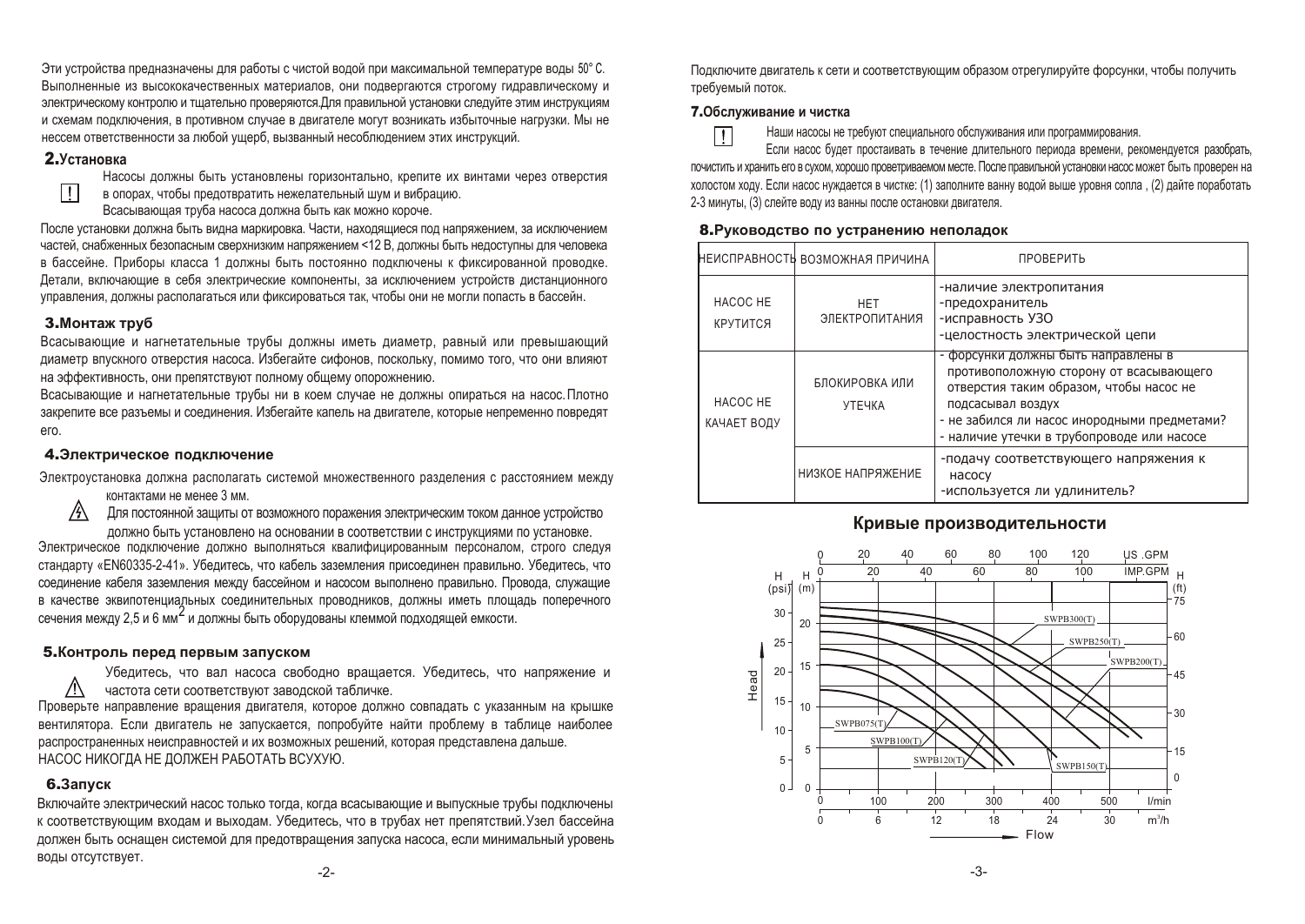Эти устройства предназначены для работы с чистой водой при максимальной температуре воды 50° C. Выполненные из высококачественных материалов, они подвергаются строгому гидравлическому и электрическому контролю и тщательно проверяются.Для правильной установки следуйте этим инструкциям и схемам подключения, в противном случае в двигателе могут возникать избыточные нагрузки. Мы не несем ответственности за любой ущерб, вызванный несоблюдением этих инструкций.

## 2.Установка

Насосы должны быть установлены горизонтально, крепите их винтами через отверстия в опорах, чтобы предотвратить нежелательный шум и вибрацию.

Всасывающая труба насоса должна быть как можно короче.

После установки должна быть видна маркировка. Части, находящиеся под напряжением, за исключением частей, снабженных безопасным сверхнизким напряжением <12 В, должны быть недоступны для человека в бассейне. Приборы класса 1 должны быть постоянно подключены к фиксированной проводке. Детали, включающие в себя электрические компоненты, за исключением устройств дистанционного управления, должны располагаться или фиксироваться так, чтобы они не могли попасть в бассейн.

## 3.Монтаж труб

Всасывающие и нагнетательные трубы должны иметь диаметр, равный или превышающий диаметр впускного отверстия насоса. Избегайте сифонов, поскольку, помимо того, что они влияют на эффективность, они препятствуют полному общему опорожнению.

Всасывающие и нагнетательные трубы ни в коем случае не должны опираться на насос.Плотно закрепите все разъемы и соединения. Избегайте капель на двигателе, которые непременно повредят его.

## 4.Электрическое подключение

Электроустановка должна располагать системой множественного разделения с расстоянием между контактами не менее 3 мм.

Для постоянной защиты от возможного поражения электрическим током данное устройство должно быть установлено на основании в соответствии с инструкциями по установке.

Электрическое подключение должно выполняться квалифицированным персоналом, строго следуя стандарту «EN60335-2-41». Убедитесь, что кабель заземления присоединен правильно. Убедитесь, что соединение кабеля заземления между бассейном и насосом выполнено правильно. Провода, служащие в качестве эквипотенциальных соединительных проводников, должны иметь площадь поперечного сечения между 2,5 и 6 мм$^2$ и должны быть оборудованы клеммой подходящей емкости.

## 5.Контроль перед первым запуском

Убедитесь, что вал насоса свободно вращается. Убедитесь, что напряжение и частота сети соответствуют заводской табличке.

Проверьте направление вращения двигателя, которое должно совпадать с указанным на крышке вентилятора. Если двигатель не запускается, попробуйте найти проблему в таблице наиболее распространенных неисправностей и их возможных решений, которая представлена дальше.

НАСОС НИКОГДА НЕ ДОЛЖЕН РАБОТАТЬ ВСУХУЮ.

## 6.Запуск

Включайте электрический насос только тогда, когда всасывающие и выпускные трубы подключены к соответствующим входам и выходам. Убедитесь, что в трубах нет препятствий.Узел бассейна должен быть оснащен системой для предотвращения запуска насоса, если минимальный уровень воды отсутствует.

Подключите двигатель к сети и соответствующим образом отрегулируйте форсунки, чтобы получить требуемый поток.

## 7.Обслуживание и чистка

Наши насосы не требуют специального обслуживания или программирования.

Если насос будет простаивать в течение длительного периода времени, рекомендуется разобрать, почистить и хранить его в сухом, хорошо проветриваемом месте. После правильной установки насос может быть проверен на холостом ходу. Если насос нуждается в чистке: (1) заполните ванну водой выше уровня сопла , (2) дайте поработать 2-3 минуты, (3) слейте воду из ванны после остановки двигателя.

## 8.Руководство по устранению неполадок

| НЕИСПРАВНОСТЬ | ВОЗМОЖНАЯ ПРИЧИНА | ПРОВЕРИТЬ |
|---|---|---|
| НАСОС НЕ КРУТИТСЯ | НЕТ ЭЛЕКТРОПИТАНИЯ | -наличие электропитания<br>-предохранитель<br>-исправность УЗО<br>-целостность электрической цепи |
| НАСОС НЕ КАЧАЕТ ВОДУ | БЛОКИРОВКА ИЛИ УТЕЧКА | - форсунки должны быть направлены в противоположную сторону от всасывающего отверстия таким образом, чтобы насос не подсасывал воздух<br>- не забился ли насос инородными предметами?<br>- наличие утечки в трубопроводе или насосе |
| | НИЗКОЕ НАПРЯЖЕНИЕ | -подачу соответствующего напряжения к насосу<br>-используется ли удлинитель? |

## Кривые производительности

US .GPM: 0 20 40 60 80 100 120

IMP.GPM: 0 20 40 60 80 100

H (psi): 0 5 10 15 20 25 30

H (m): 0 5 10 15 20

H (ft): 0 15 30 45 60 75

Head

SWPB300(T)
SWPB250(T)
SWPB200(T)
SWPB075(T)
SWPB100(T)
SWPB120(T)
SWPB150(T)

l/min: 0 100 200 300 400 500

m³/h: 0 6 12 18 24 30

Flow